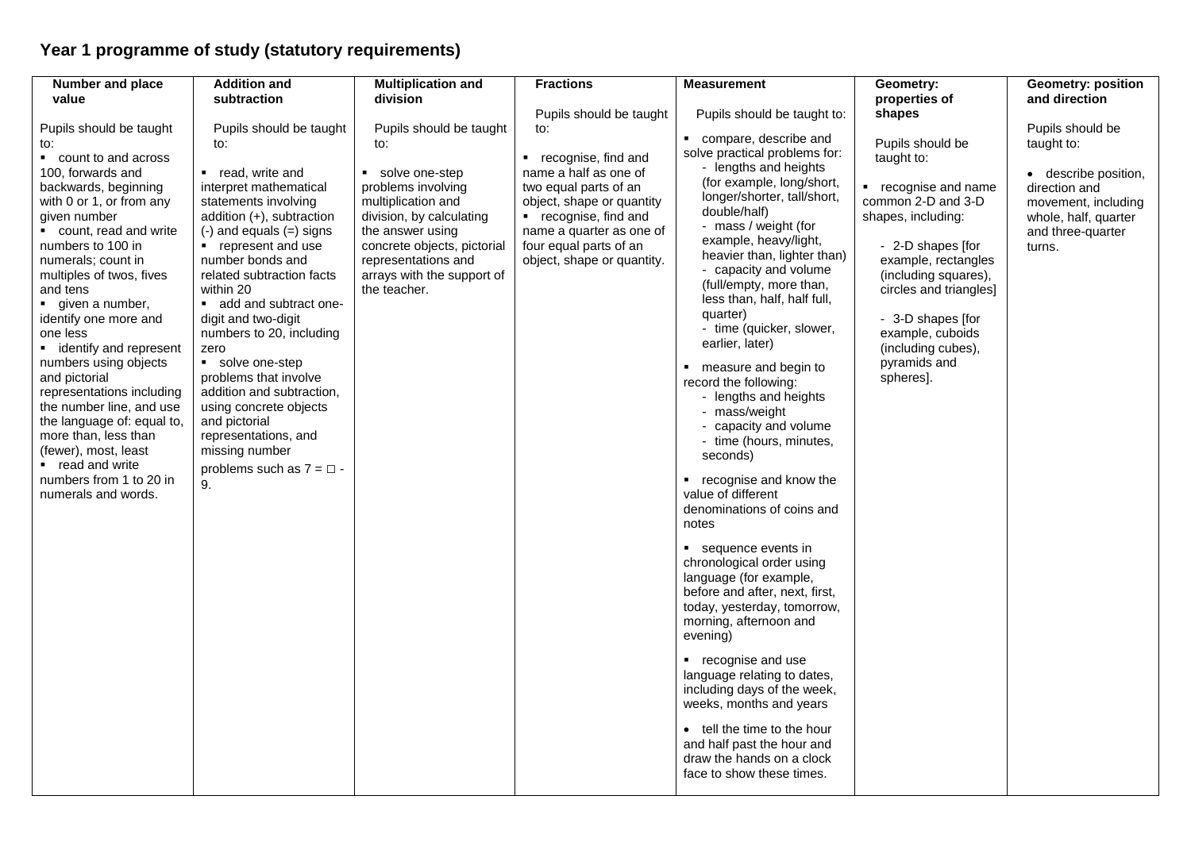## Year 1 programme of study (statutory requirements)

| Number and place value | Addition and subtraction | Multiplication and division | Fractions | Measurement | Geometry: properties of shapes | Geometry: position and direction |
|---|---|---|---|---|---|---|
| Pupils should be taught to:<br>▪ count to and across 100, forwards and backwards, beginning with 0 or 1, or from any given number<br>▪ count, read and write numbers to 100 in numerals; count in multiples of twos, fives and tens<br>▪ given a number, identify one more and one less<br>▪ identify and represent numbers using objects and pictorial representations including the number line, and use the language of: equal to, more than, less than (fewer), most, least<br>▪ read and write numbers from 1 to 20 in numerals and words. | Pupils should be taught to:<br>▪ read, write and interpret mathematical statements involving addition (+), subtraction (-) and equals (=) signs<br>▪ represent and use number bonds and related subtraction facts within 20<br>▪ add and subtract one-digit and two-digit numbers to 20, including zero<br>▪ solve one-step problems that involve addition and subtraction, using concrete objects and pictorial representations, and missing number problems such as 7 = □ - 9. | Pupils should be taught to:<br>▪ solve one-step problems involving multiplication and division, by calculating the answer using concrete objects, pictorial representations and arrays with the support of the teacher. | Pupils should be taught to:<br>▪ recognise, find and name a half as one of two equal parts of an object, shape or quantity<br>▪ recognise, find and name a quarter as one of four equal parts of an object, shape or quantity. | Pupils should be taught to:<br>▪ compare, describe and solve practical problems for:<br>- lengths and heights (for example, long/short, longer/shorter, tall/short, double/half)<br>- mass / weight (for example, heavy/light, heavier than, lighter than)<br>- capacity and volume (full/empty, more than, less than, half, half full, quarter)<br>- time (quicker, slower, earlier, later)<br>▪ measure and begin to record the following:<br>- lengths and heights<br>- mass/weight<br>- capacity and volume<br>- time (hours, minutes, seconds)<br>▪ recognise and know the value of different denominations of coins and notes<br>▪ sequence events in chronological order using language (for example, before and after, next, first, today, yesterday, tomorrow, morning, afternoon and evening)<br>▪ recognise and use language relating to dates, including days of the week, weeks, months and years<br>• tell the time to the hour and half past the hour and draw the hands on a clock face to show these times. | Pupils should be taught to:<br>▪ recognise and name common 2-D and 3-D shapes, including:<br>- 2-D shapes [for example, rectangles (including squares), circles and triangles]<br>- 3-D shapes [for example, cuboids (including cubes), pyramids and spheres]. | Pupils should be taught to:<br>• describe position, direction and movement, including whole, half, quarter and three-quarter turns. |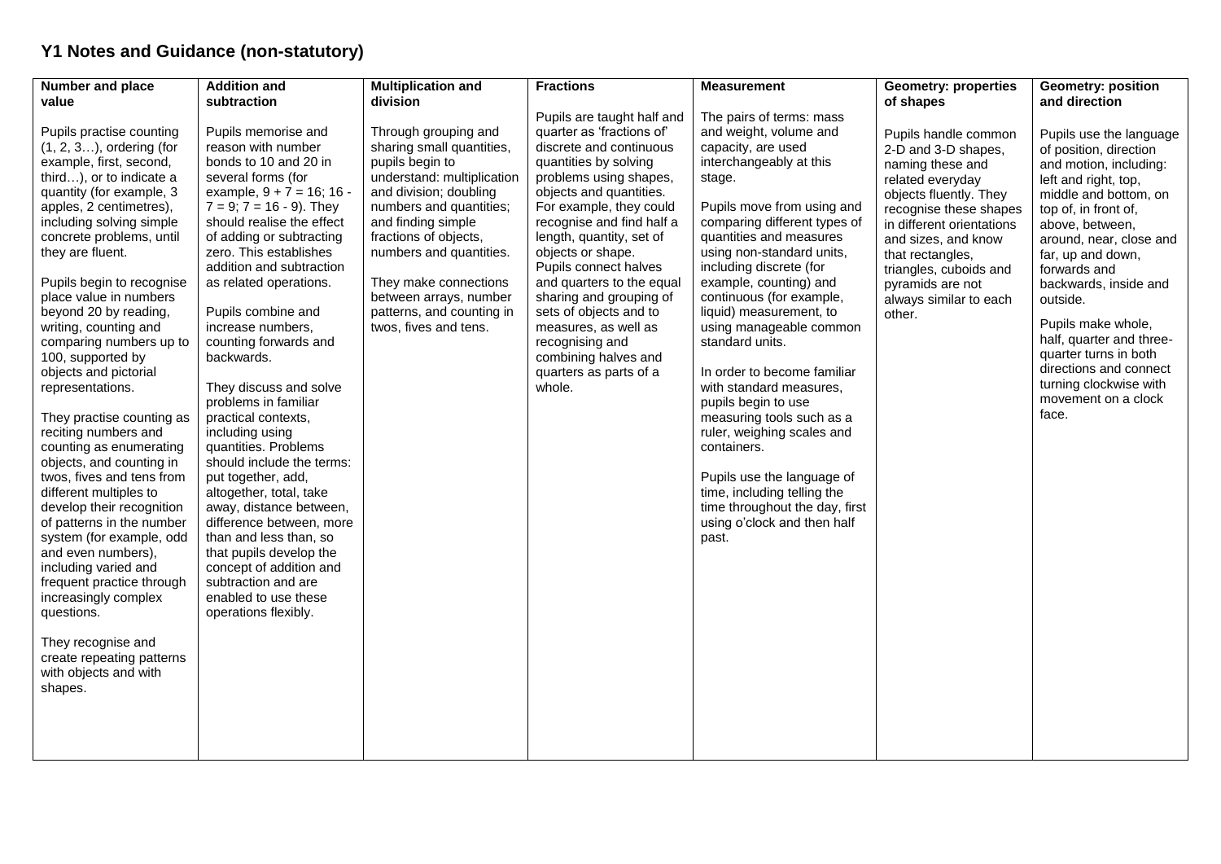## Y1 Notes and Guidance (non-statutory)

| Number and place value | Addition and subtraction | Multiplication and division | Fractions | Measurement | Geometry: properties of shapes | Geometry: position and direction |
|---|---|---|---|---|---|---|
| Pupils practise counting (1, 2, 3…), ordering (for example, first, second, third…), or to indicate a quantity (for example, 3 apples, 2 centimetres), including solving simple concrete problems, until they are fluent.<br><br>Pupils begin to recognise place value in numbers beyond 20 by reading, writing, counting and comparing numbers up to 100, supported by objects and pictorial representations.<br><br>They practise counting as reciting numbers and counting as enumerating objects, and counting in twos, fives and tens from different multiples to develop their recognition of patterns in the number system (for example, odd and even numbers), including varied and frequent practice through increasingly complex questions.<br><br>They recognise and create repeating patterns with objects and with shapes. | Pupils memorise and reason with number bonds to 10 and 20 in several forms (for example, $9 + 7 = 16$; $16 - 7 = 9$; $7 = 16 - 9$). They should realise the effect of adding or subtracting zero. This establishes addition and subtraction as related operations.<br><br>Pupils combine and increase numbers, counting forwards and backwards.<br><br>They discuss and solve problems in familiar practical contexts, including using quantities. Problems should include the terms: put together, add, altogether, total, take away, distance between, difference between, more than and less than, so that pupils develop the concept of addition and subtraction and are enabled to use these operations flexibly. | Through grouping and sharing small quantities, pupils begin to understand: multiplication and division; doubling numbers and quantities; and finding simple fractions of objects, numbers and quantities.<br><br>They make connections between arrays, number patterns, and counting in twos, fives and tens. | Pupils are taught half and quarter as 'fractions of' discrete and continuous quantities by solving problems using shapes, objects and quantities. For example, they could recognise and find half a length, quantity, set of objects or shape. Pupils connect halves and quarters to the equal sharing and grouping of sets of objects and to measures, as well as recognising and combining halves and quarters as parts of a whole. | The pairs of terms: mass and weight, volume and capacity, are used interchangeably at this stage.<br><br>Pupils move from using and comparing different types of quantities and measures using non-standard units, including discrete (for example, counting) and continuous (for example, liquid) measurement, to using manageable common standard units.<br><br>In order to become familiar with standard measures, pupils begin to use measuring tools such as a ruler, weighing scales and containers.<br><br>Pupils use the language of time, including telling the time throughout the day, first using o'clock and then half past. | Pupils handle common 2-D and 3-D shapes, naming these and related everyday objects fluently. They recognise these shapes in different orientations and sizes, and know that rectangles, triangles, cuboids and pyramids are not always similar to each other. | Pupils use the language of position, direction and motion, including: left and right, top, middle and bottom, on top of, in front of, above, between, around, near, close and far, up and down, forwards and backwards, inside and outside.<br><br>Pupils make whole, half, quarter and three-quarter turns in both directions and connect turning clockwise with movement on a clock face. |